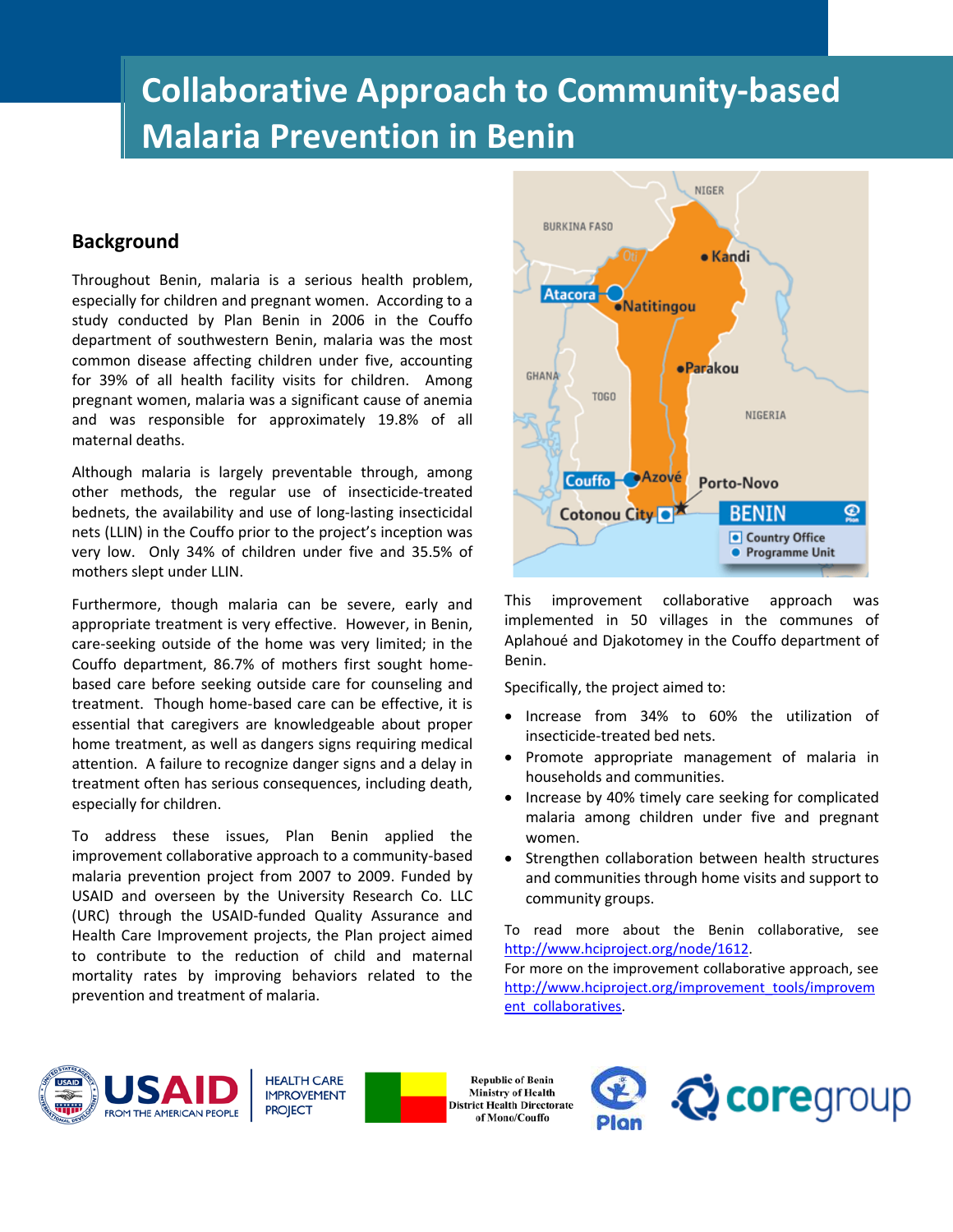# Collaborative Approach to Community-based Malaria Prevention in Benin

## Background

Throughout Benin, malaria is a serious health problem, especially for children and pregnant women. According to a study conducted by Plan Benin in 2006 in the Couffo department of southwestern Benin, malaria was the most common disease affecting children under five, accounting for 39% of all health facility visits for children. Among pregnant women, malaria was a significant cause of anemia and was responsible for approximately 19.8% of all maternal deaths.

Although malaria is largely preventable through, among other methods, the regular use of insecticide-treated bednets, the availability and use of long-lasting insecticidal nets (LLIN) in the Couffo prior to the project's inception was very low. Only 34% of children under five and 35.5% of mothers slept under LLIN.

Furthermore, though malaria can be severe, early and appropriate treatment is very effective. However, in Benin, care-seeking outside of the home was very limited; in the Couffo department, 86.7% of mothers first sought home-based care before seeking outside care for counseling and treatment. Though home-based care can be effective, it is essential that caregivers are knowledgeable about proper home treatment, as well as dangers signs requiring medical attention. A failure to recognize danger signs and a delay in treatment often has serious consequences, including death, especially for children.

To address these issues, Plan Benin applied the improvement collaborative approach to a community-based malaria prevention project from 2007 to 2009. Funded by USAID and overseen by the University Research Co. LLC (URC) through the USAID-funded Quality Assurance and Health Care Improvement projects, the Plan project aimed to contribute to the reduction of child and maternal mortality rates by improving behaviors related to the prevention and treatment of malaria.

This improvement collaborative approach was implemented in 50 villages in the communes of Aplahoué and Djakotomey in the Couffo department of Benin.

Specifically, the project aimed to:

- Increase from 34% to 60% the utilization of insecticide-treated bed nets.
- Promote appropriate management of malaria in households and communities.
- Increase by 40% timely care seeking for complicated malaria among children under five and pregnant women.
- Strengthen collaboration between health structures and communities through home visits and support to community groups.

To read more about the Benin collaborative, see http://www.hciproject.org/node/1612.
For more on the improvement collaborative approach, see http://www.hciproject.org/improvement_tools/improvement_collaboratives.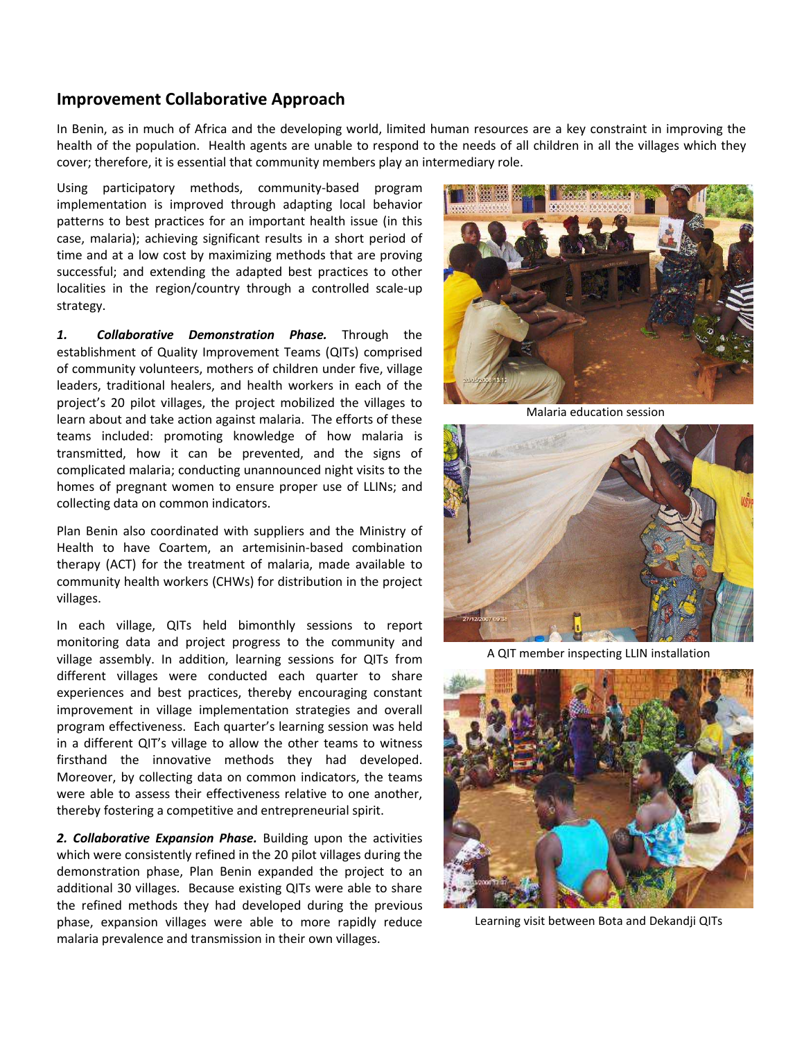## Improvement Collaborative Approach

In Benin, as in much of Africa and the developing world, limited human resources are a key constraint in improving the health of the population. Health agents are unable to respond to the needs of all children in all the villages which they cover; therefore, it is essential that community members play an intermediary role.

Using participatory methods, community-based program implementation is improved through adapting local behavior patterns to best practices for an important health issue (in this case, malaria); achieving significant results in a short period of time and at a low cost by maximizing methods that are proving successful; and extending the adapted best practices to other localities in the region/country through a controlled scale-up strategy.

***1. Collaborative Demonstration Phase.*** Through the establishment of Quality Improvement Teams (QITs) comprised of community volunteers, mothers of children under five, village leaders, traditional healers, and health workers in each of the project's 20 pilot villages, the project mobilized the villages to learn about and take action against malaria. The efforts of these teams included: promoting knowledge of how malaria is transmitted, how it can be prevented, and the signs of complicated malaria; conducting unannounced night visits to the homes of pregnant women to ensure proper use of LLINs; and collecting data on common indicators.

Plan Benin also coordinated with suppliers and the Ministry of Health to have Coartem, an artemisinin-based combination therapy (ACT) for the treatment of malaria, made available to community health workers (CHWs) for distribution in the project villages.

In each village, QITs held bimonthly sessions to report monitoring data and project progress to the community and village assembly. In addition, learning sessions for QITs from different villages were conducted each quarter to share experiences and best practices, thereby encouraging constant improvement in village implementation strategies and overall program effectiveness. Each quarter's learning session was held in a different QIT's village to allow the other teams to witness firsthand the innovative methods they had developed. Moreover, by collecting data on common indicators, the teams were able to assess their effectiveness relative to one another, thereby fostering a competitive and entrepreneurial spirit.

***2. Collaborative Expansion Phase.*** Building upon the activities which were consistently refined in the 20 pilot villages during the demonstration phase, Plan Benin expanded the project to an additional 30 villages. Because existing QITs were able to share the refined methods they had developed during the previous phase, expansion villages were able to more rapidly reduce malaria prevalence and transmission in their own villages.

Malaria education session

A QIT member inspecting LLIN installation

Learning visit between Bota and Dekandji QITs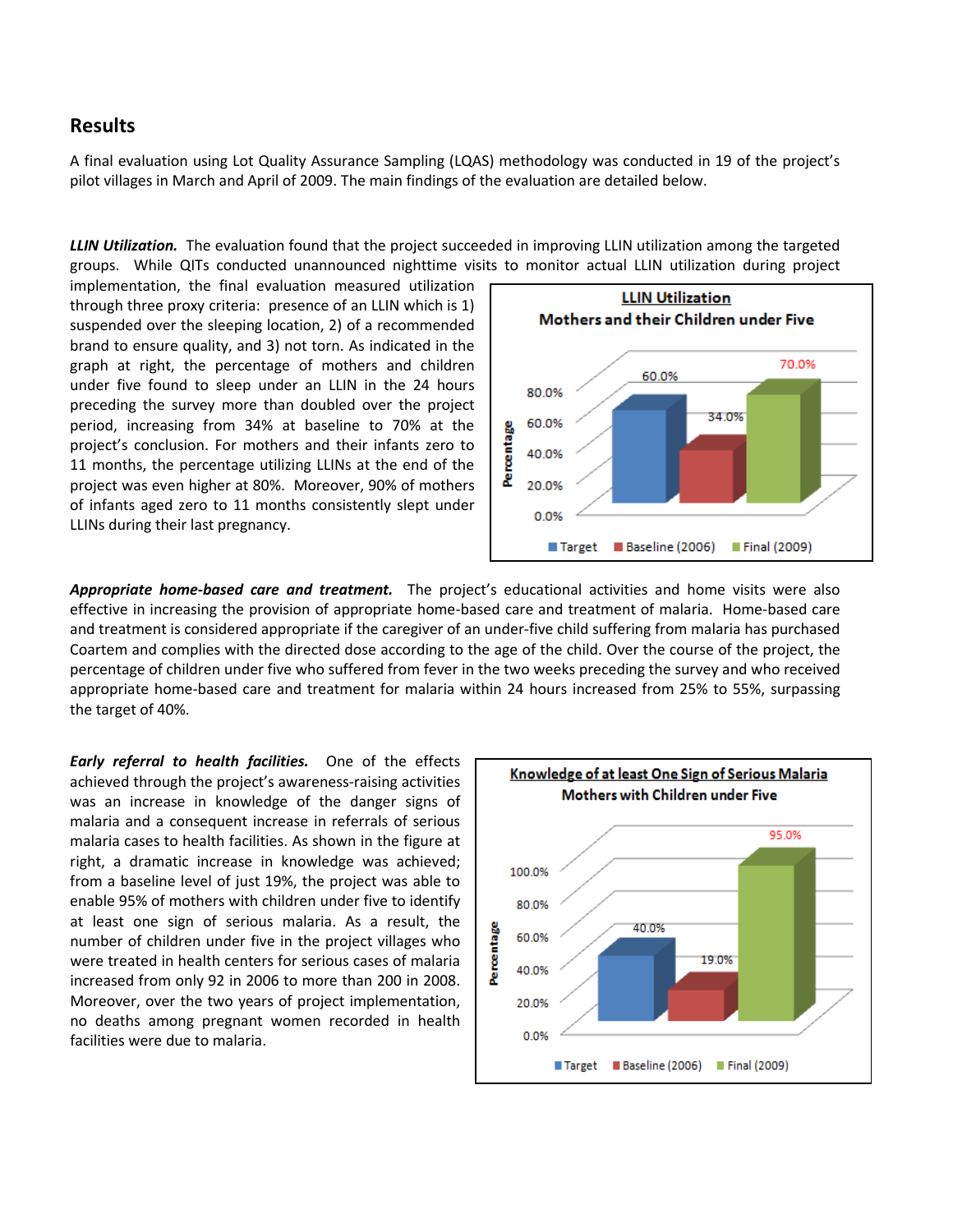## Results

A final evaluation using Lot Quality Assurance Sampling (LQAS) methodology was conducted in 19 of the project's pilot villages in March and April of 2009. The main findings of the evaluation are detailed below.

***LLIN Utilization.*** The evaluation found that the project succeeded in improving LLIN utilization among the targeted groups. While QITs conducted unannounced nighttime visits to monitor actual LLIN utilization during project implementation, the final evaluation measured utilization through three proxy criteria: presence of an LLIN which is 1) suspended over the sleeping location, 2) of a recommended brand to ensure quality, and 3) not torn. As indicated in the graph at right, the percentage of mothers and children under five found to sleep under an LLIN in the 24 hours preceding the survey more than doubled over the project period, increasing from 34% at baseline to 70% at the project's conclusion. For mothers and their infants zero to 11 months, the percentage utilizing LLINs at the end of the project was even higher at 80%. Moreover, 90% of mothers of infants aged zero to 11 months consistently slept under LLINs during their last pregnancy.

**LLIN Utilization**
**Mothers and their Children under Five**

| | Target | Baseline (2006) | Final (2009) |
|---|---|---|---|
| Percentage | 60.0% | 34.0% | 70.0% |

***Appropriate home-based care and treatment.*** The project's educational activities and home visits were also effective in increasing the provision of appropriate home-based care and treatment of malaria. Home-based care and treatment is considered appropriate if the caregiver of an under-five child suffering from malaria has purchased Coartem and complies with the directed dose according to the age of the child. Over the course of the project, the percentage of children under five who suffered from fever in the two weeks preceding the survey and who received appropriate home-based care and treatment for malaria within 24 hours increased from 25% to 55%, surpassing the target of 40%.

***Early referral to health facilities.*** One of the effects achieved through the project's awareness-raising activities was an increase in knowledge of the danger signs of malaria and a consequent increase in referrals of serious malaria cases to health facilities. As shown in the figure at right, a dramatic increase in knowledge was achieved; from a baseline level of just 19%, the project was able to enable 95% of mothers with children under five to identify at least one sign of serious malaria. As a result, the number of children under five in the project villages who were treated in health centers for serious cases of malaria increased from only 92 in 2006 to more than 200 in 2008. Moreover, over the two years of project implementation, no deaths among pregnant women recorded in health facilities were due to malaria.

**Knowledge of at least One Sign of Serious Malaria**
**Mothers with Children under Five**

| | Target | Baseline (2006) | Final (2009) |
|---|---|---|---|
| Percentage | 40.0% | 19.0% | 95.0% |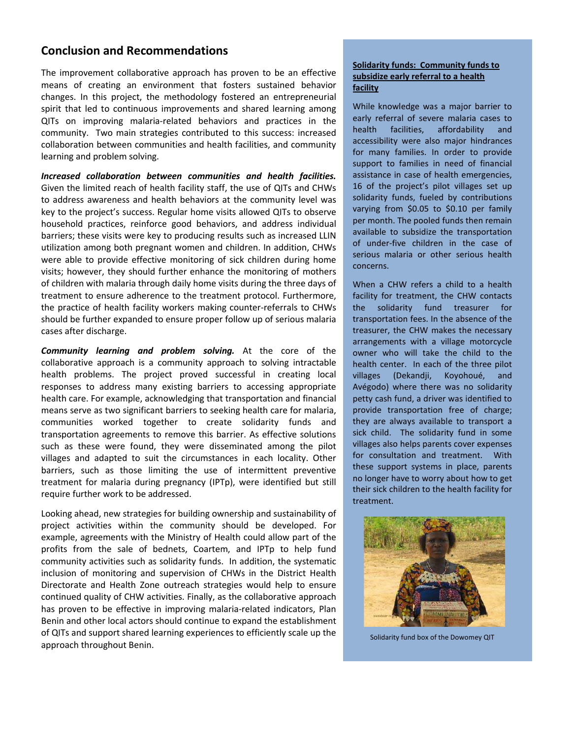## Conclusion and Recommendations

The improvement collaborative approach has proven to be an effective means of creating an environment that fosters sustained behavior changes. In this project, the methodology fostered an entrepreneurial spirit that led to continuous improvements and shared learning among QITs on improving malaria-related behaviors and practices in the community. Two main strategies contributed to this success: increased collaboration between communities and health facilities, and community learning and problem solving.

***Increased collaboration between communities and health facilities.*** Given the limited reach of health facility staff, the use of QITs and CHWs to address awareness and health behaviors at the community level was key to the project's success. Regular home visits allowed QITs to observe household practices, reinforce good behaviors, and address individual barriers; these visits were key to producing results such as increased LLIN utilization among both pregnant women and children. In addition, CHWs were able to provide effective monitoring of sick children during home visits; however, they should further enhance the monitoring of mothers of children with malaria through daily home visits during the three days of treatment to ensure adherence to the treatment protocol. Furthermore, the practice of health facility workers making counter-referrals to CHWs should be further expanded to ensure proper follow up of serious malaria cases after discharge.

***Community learning and problem solving.*** At the core of the collaborative approach is a community approach to solving intractable health problems. The project proved successful in creating local responses to address many existing barriers to accessing appropriate health care. For example, acknowledging that transportation and financial means serve as two significant barriers to seeking health care for malaria, communities worked together to create solidarity funds and transportation agreements to remove this barrier. As effective solutions such as these were found, they were disseminated among the pilot villages and adapted to suit the circumstances in each locality. Other barriers, such as those limiting the use of intermittent preventive treatment for malaria during pregnancy (IPTp), were identified but still require further work to be addressed.

Looking ahead, new strategies for building ownership and sustainability of project activities within the community should be developed. For example, agreements with the Ministry of Health could allow part of the profits from the sale of bednets, Coartem, and IPTp to help fund community activities such as solidarity funds. In addition, the systematic inclusion of monitoring and supervision of CHWs in the District Health Directorate and Health Zone outreach strategies would help to ensure continued quality of CHW activities. Finally, as the collaborative approach has proven to be effective in improving malaria-related indicators, Plan Benin and other local actors should continue to expand the establishment of QITs and support shared learning experiences to efficiently scale up the approach throughout Benin.

### Solidarity funds: Community funds to subsidize early referral to a health facility

While knowledge was a major barrier to early referral of severe malaria cases to health facilities, affordability and accessibility were also major hindrances for many families. In order to provide support to families in need of financial assistance in case of health emergencies, 16 of the project's pilot villages set up solidarity funds, fueled by contributions varying from $0.05 to $0.10 per family per month. The pooled funds then remain available to subsidize the transportation of under-five children in the case of serious malaria or other serious health concerns.

When a CHW refers a child to a health facility for treatment, the CHW contacts the solidarity fund treasurer for transportation fees. In the absence of the treasurer, the CHW makes the necessary arrangements with a village motorcycle owner who will take the child to the health center. In each of the three pilot villages (Dekandji, Koyohoué, and Avégodo) where there was no solidarity petty cash fund, a driver was identified to provide transportation free of charge; they are always available to transport a sick child. The solidarity fund in some villages also helps parents cover expenses for consultation and treatment. With these support systems in place, parents no longer have to worry about how to get their sick children to the health facility for treatment.

Solidarity fund box of the Dowomey QIT